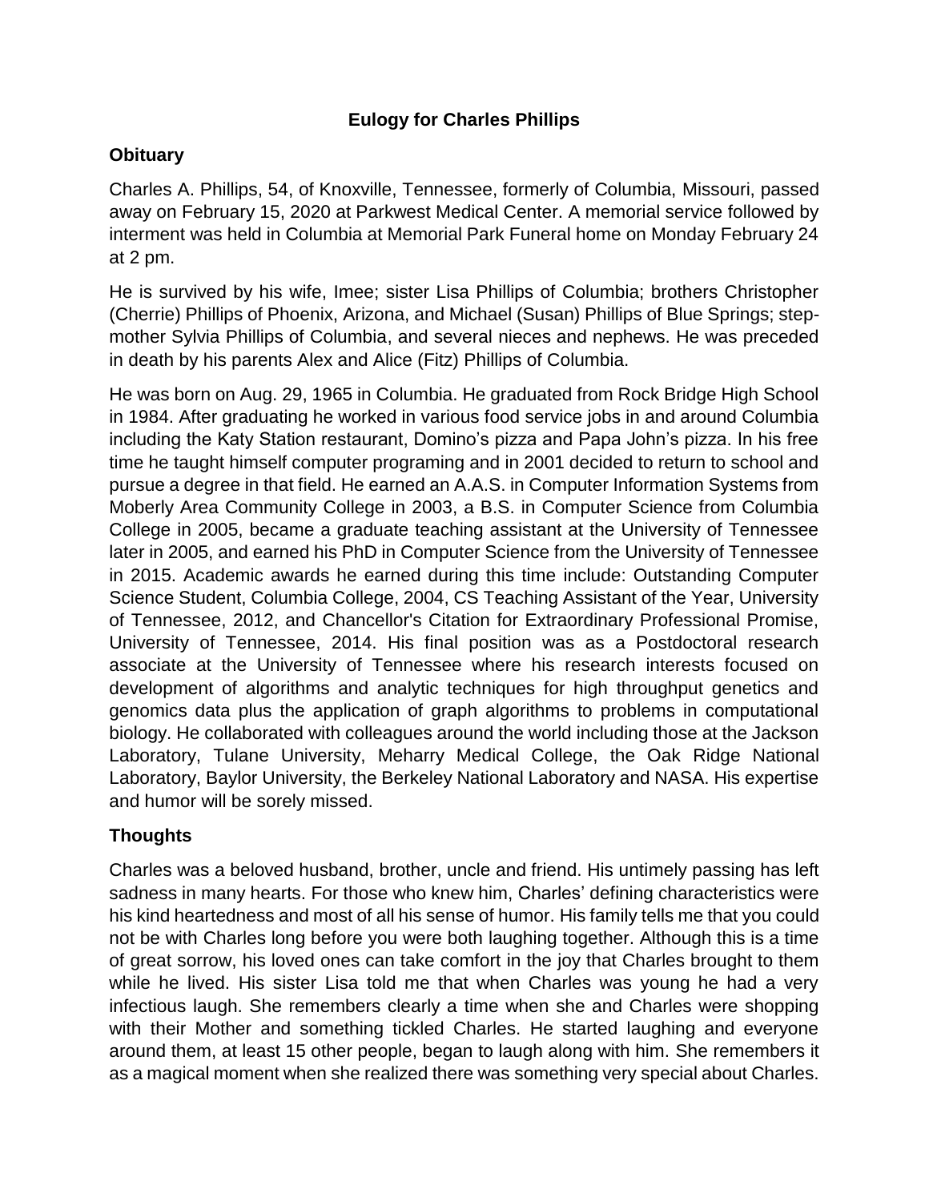# Eulogy for Charles Phillips

## Obituary

Charles A. Phillips, 54, of Knoxville, Tennessee, formerly of Columbia, Missouri, passed away on February 15, 2020 at Parkwest Medical Center. A memorial service followed by interment was held in Columbia at Memorial Park Funeral home on Monday February 24 at 2 pm.

He is survived by his wife, Imee; sister Lisa Phillips of Columbia; brothers Christopher (Cherrie) Phillips of Phoenix, Arizona, and Michael (Susan) Phillips of Blue Springs; step-mother Sylvia Phillips of Columbia, and several nieces and nephews. He was preceded in death by his parents Alex and Alice (Fitz) Phillips of Columbia.

He was born on Aug. 29, 1965 in Columbia. He graduated from Rock Bridge High School in 1984. After graduating he worked in various food service jobs in and around Columbia including the Katy Station restaurant, Domino's pizza and Papa John's pizza. In his free time he taught himself computer programing and in 2001 decided to return to school and pursue a degree in that field. He earned an A.A.S. in Computer Information Systems from Moberly Area Community College in 2003, a B.S. in Computer Science from Columbia College in 2005, became a graduate teaching assistant at the University of Tennessee later in 2005, and earned his PhD in Computer Science from the University of Tennessee in 2015. Academic awards he earned during this time include: Outstanding Computer Science Student, Columbia College, 2004, CS Teaching Assistant of the Year, University of Tennessee, 2012, and Chancellor's Citation for Extraordinary Professional Promise, University of Tennessee, 2014. His final position was as a Postdoctoral research associate at the University of Tennessee where his research interests focused on development of algorithms and analytic techniques for high throughput genetics and genomics data plus the application of graph algorithms to problems in computational biology. He collaborated with colleagues around the world including those at the Jackson Laboratory, Tulane University, Meharry Medical College, the Oak Ridge National Laboratory, Baylor University, the Berkeley National Laboratory and NASA. His expertise and humor will be sorely missed.

## Thoughts

Charles was a beloved husband, brother, uncle and friend. His untimely passing has left sadness in many hearts. For those who knew him, Charles' defining characteristics were his kind heartedness and most of all his sense of humor. His family tells me that you could not be with Charles long before you were both laughing together. Although this is a time of great sorrow, his loved ones can take comfort in the joy that Charles brought to them while he lived. His sister Lisa told me that when Charles was young he had a very infectious laugh. She remembers clearly a time when she and Charles were shopping with their Mother and something tickled Charles. He started laughing and everyone around them, at least 15 other people, began to laugh along with him. She remembers it as a magical moment when she realized there was something very special about Charles.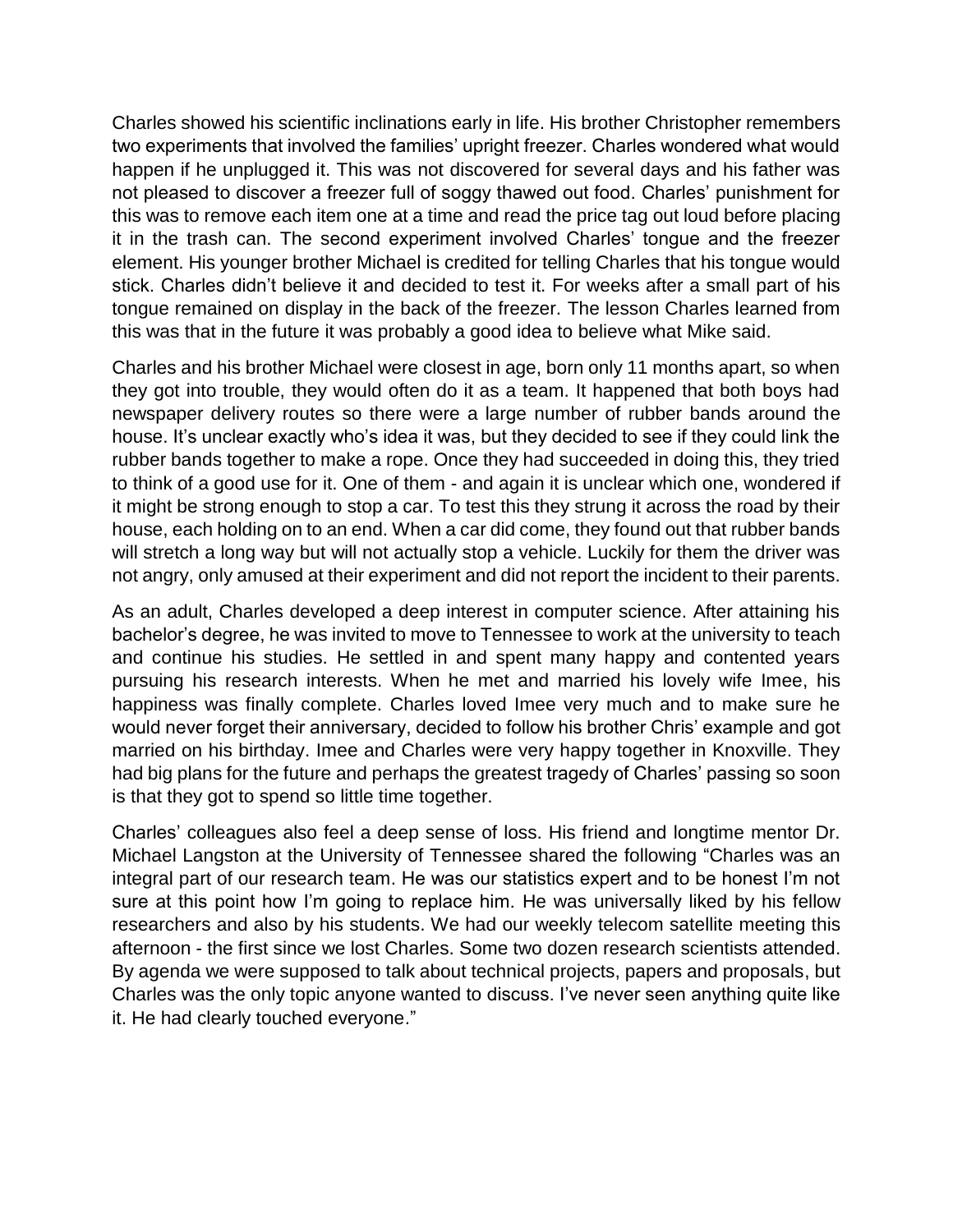Charles showed his scientific inclinations early in life. His brother Christopher remembers two experiments that involved the families' upright freezer. Charles wondered what would happen if he unplugged it. This was not discovered for several days and his father was not pleased to discover a freezer full of soggy thawed out food. Charles' punishment for this was to remove each item one at a time and read the price tag out loud before placing it in the trash can. The second experiment involved Charles' tongue and the freezer element. His younger brother Michael is credited for telling Charles that his tongue would stick. Charles didn't believe it and decided to test it. For weeks after a small part of his tongue remained on display in the back of the freezer. The lesson Charles learned from this was that in the future it was probably a good idea to believe what Mike said.

Charles and his brother Michael were closest in age, born only 11 months apart, so when they got into trouble, they would often do it as a team. It happened that both boys had newspaper delivery routes so there were a large number of rubber bands around the house. It's unclear exactly who's idea it was, but they decided to see if they could link the rubber bands together to make a rope. Once they had succeeded in doing this, they tried to think of a good use for it. One of them - and again it is unclear which one, wondered if it might be strong enough to stop a car. To test this they strung it across the road by their house, each holding on to an end. When a car did come, they found out that rubber bands will stretch a long way but will not actually stop a vehicle. Luckily for them the driver was not angry, only amused at their experiment and did not report the incident to their parents.

As an adult, Charles developed a deep interest in computer science. After attaining his bachelor's degree, he was invited to move to Tennessee to work at the university to teach and continue his studies. He settled in and spent many happy and contented years pursuing his research interests. When he met and married his lovely wife Imee, his happiness was finally complete. Charles loved Imee very much and to make sure he would never forget their anniversary, decided to follow his brother Chris' example and got married on his birthday. Imee and Charles were very happy together in Knoxville. They had big plans for the future and perhaps the greatest tragedy of Charles' passing so soon is that they got to spend so little time together.

Charles' colleagues also feel a deep sense of loss. His friend and longtime mentor Dr. Michael Langston at the University of Tennessee shared the following "Charles was an integral part of our research team. He was our statistics expert and to be honest I'm not sure at this point how I'm going to replace him. He was universally liked by his fellow researchers and also by his students. We had our weekly telecom satellite meeting this afternoon - the first since we lost Charles. Some two dozen research scientists attended. By agenda we were supposed to talk about technical projects, papers and proposals, but Charles was the only topic anyone wanted to discuss. I've never seen anything quite like it. He had clearly touched everyone."